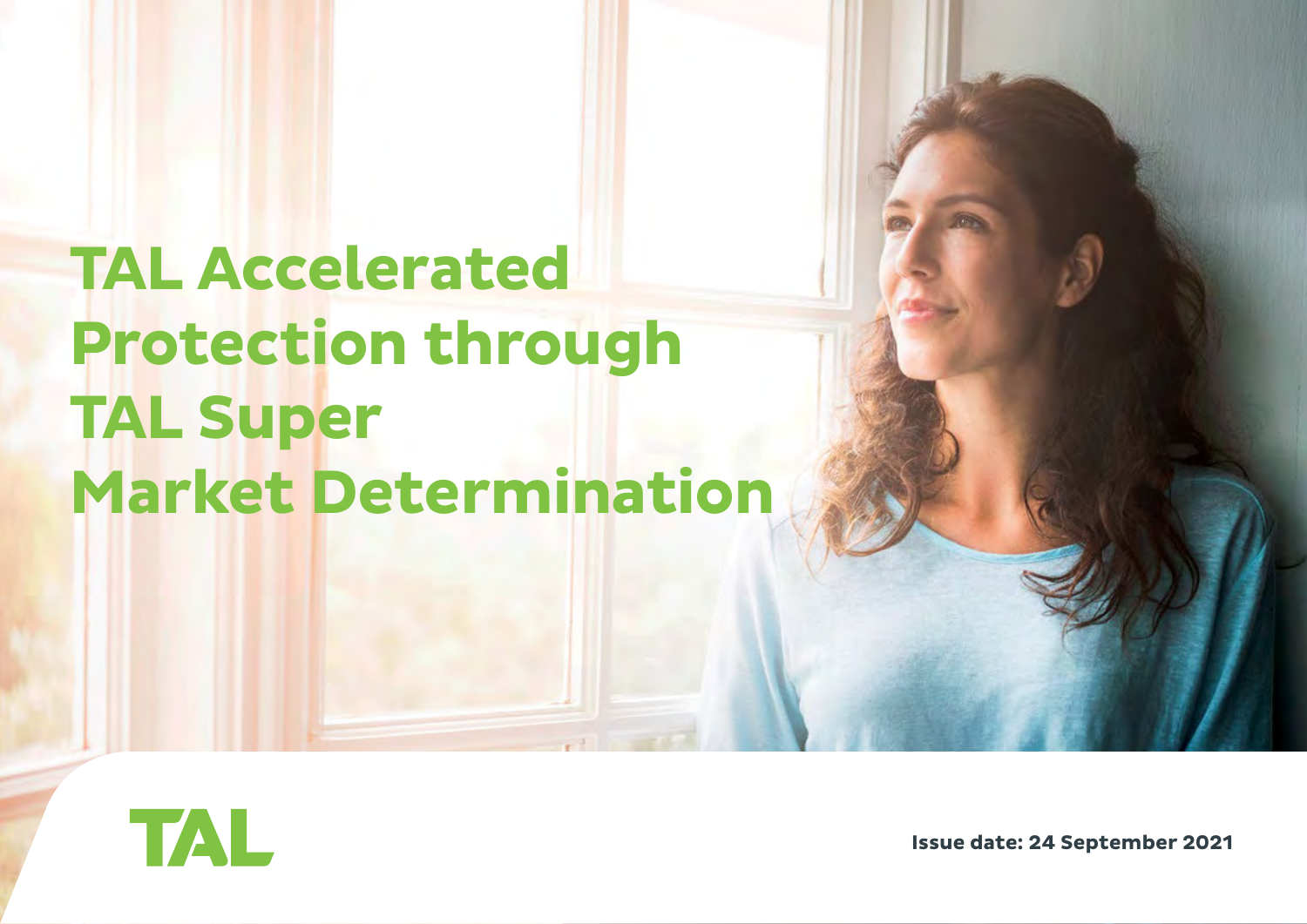# TAL Accelerated Protection through TAL Super Market Determination

TAL

Issue date: 24 September 2021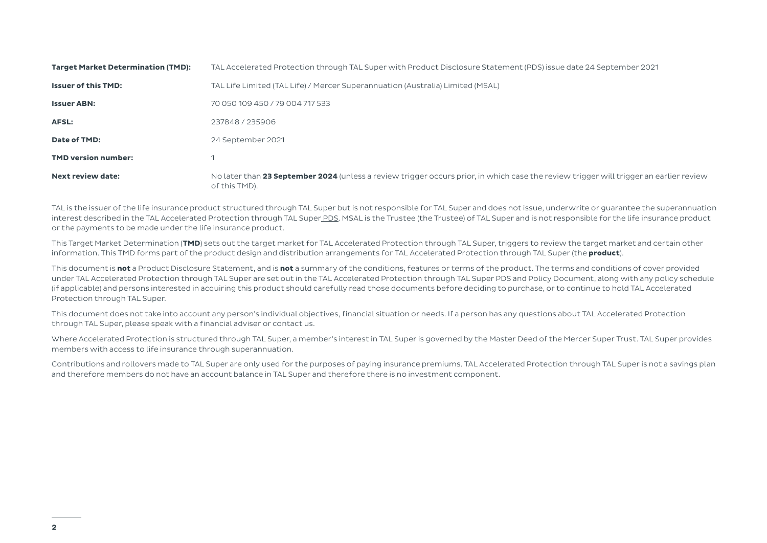| | |
|---|---|
| **Target Market Determination (TMD):** | TAL Accelerated Protection through TAL Super with Product Disclosure Statement (PDS) issue date 24 September 2021 |
| **Issuer of this TMD:** | TAL Life Limited (TAL Life) / Mercer Superannuation (Australia) Limited (MSAL) |
| **Issuer ABN:** | 70 050 109 450 / 79 004 717 533 |
| **AFSL:** | 237848 / 235906 |
| **Date of TMD:** | 24 September 2021 |
| **TMD version number:** | 1 |
| **Next review date:** | No later than **23 September 2024** (unless a review trigger occurs prior, in which case the review trigger will trigger an earlier review of this TMD). |

TAL is the issuer of the life insurance product structured through TAL Super but is not responsible for TAL Super and does not issue, underwrite or guarantee the superannuation interest described in the TAL Accelerated Protection through TAL Super PDS. MSAL is the Trustee (the Trustee) of TAL Super and is not responsible for the life insurance product or the payments to be made under the life insurance product.

This Target Market Determination (**TMD**) sets out the target market for TAL Accelerated Protection through TAL Super, triggers to review the target market and certain other information. This TMD forms part of the product design and distribution arrangements for TAL Accelerated Protection through TAL Super (the **product**).

This document is **not** a Product Disclosure Statement, and is **not** a summary of the conditions, features or terms of the product. The terms and conditions of cover provided under TAL Accelerated Protection through TAL Super are set out in the TAL Accelerated Protection through TAL Super PDS and Policy Document, along with any policy schedule (if applicable) and persons interested in acquiring this product should carefully read those documents before deciding to purchase, or to continue to hold TAL Accelerated Protection through TAL Super.

This document does not take into account any person's individual objectives, financial situation or needs. If a person has any questions about TAL Accelerated Protection through TAL Super, please speak with a financial adviser or contact us.

Where Accelerated Protection is structured through TAL Super, a member's interest in TAL Super is governed by the Master Deed of the Mercer Super Trust. TAL Super provides members with access to life insurance through superannuation.

Contributions and rollovers made to TAL Super are only used for the purposes of paying insurance premiums. TAL Accelerated Protection through TAL Super is not a savings plan and therefore members do not have an account balance in TAL Super and therefore there is no investment component.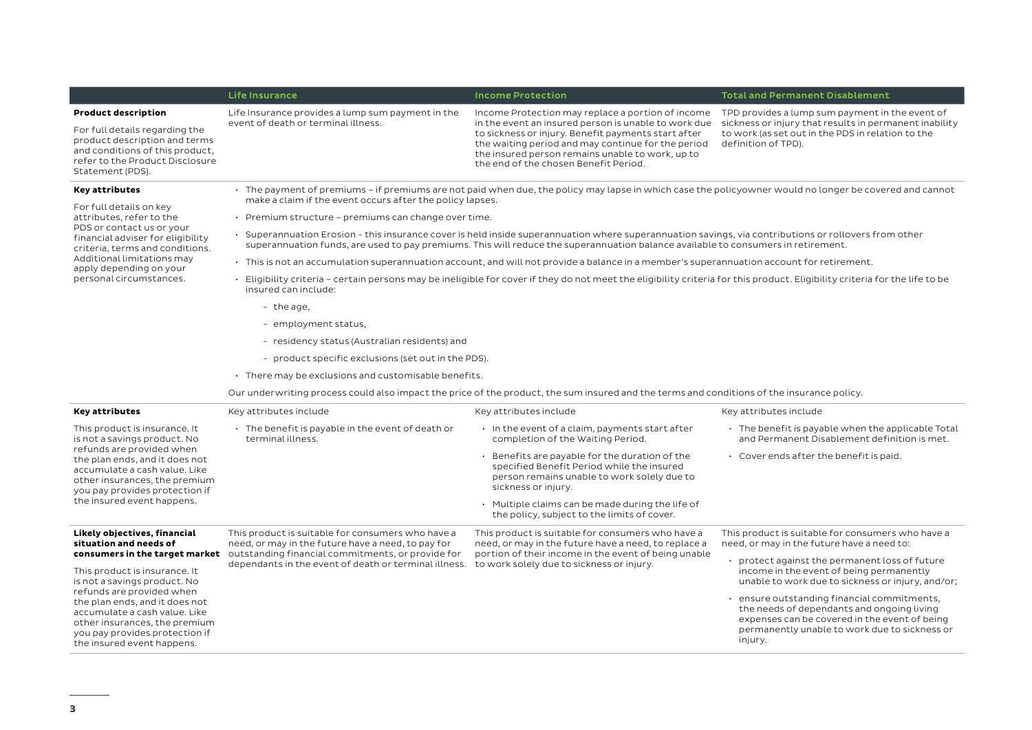| | Life Insurance | Income Protection | Total and Permanent Disablement |
|---|---|---|---|
| **Product description**<br><br>For full details regarding the product description and terms and conditions of this product, refer to the Product Disclosure Statement (PDS). | Life Insurance provides a lump sum payment in the event of death or terminal illness. | Income Protection may replace a portion of income in the event an insured person is unable to work due to sickness or injury. Benefit payments start after the waiting period and may continue for the period the insured person remains unable to work, up to the end of the chosen Benefit Period. | TPD provides a lump sum payment in the event of sickness or injury that results in permanent inability to work (as set out in the PDS in relation to the definition of TPD). |
| **Key attributes**<br><br>For full details on key attributes, refer to the PDS or contact us or your financial adviser for eligibility criteria, terms and conditions. Additional limitations may apply depending on your personal circumstances. | • The payment of premiums – if premiums are not paid when due, the policy may lapse in which case the policyowner would no longer be covered and cannot make a claim if the event occurs after the policy lapses.<br>• Premium structure – premiums can change over time.<br>• Superannuation Erosion - this insurance cover is held inside superannuation where superannuation savings, via contributions or rollovers from other superannuation funds, are used to pay premiums. This will reduce the superannuation balance available to consumers in retirement.<br>• This is not an accumulation superannuation account, and will not provide a balance in a member's superannuation account for retirement.<br>• Eligibility criteria – certain persons may be ineligible for cover if they do not meet the eligibility criteria for this product. Eligibility criteria for the life to be insured can include:<br>– the age,<br>– employment status,<br>– residency status (Australian residents) and<br>– product specific exclusions (set out in the PDS).<br>• There may be exclusions and customisable benefits.<br><br>Our underwriting process could also impact the price of the product, the sum insured and the terms and conditions of the insurance policy. | | |
| **Key attributes**<br><br>This product is insurance. It is not a savings product. No refunds are provided when the plan ends, and it does not accumulate a cash value. Like other insurances, the premium you pay provides protection if the insured event happens. | Key attributes include<br>• The benefit is payable in the event of death or terminal illness. | Key attributes include<br>• In the event of a claim, payments start after completion of the Waiting Period.<br>• Benefits are payable for the duration of the specified Benefit Period while the insured person remains unable to work solely due to sickness or injury.<br>• Multiple claims can be made during the life of the policy, subject to the limits of cover. | Key attributes include<br>• The benefit is payable when the applicable Total and Permanent Disablement definition is met.<br>• Cover ends after the benefit is paid. |
| **Likely objectives, financial situation and needs of consumers in the target market**<br><br>This product is insurance. It is not a savings product. No refunds are provided when the plan ends, and it does not accumulate a cash value. Like other insurances, the premium you pay provides protection if the insured event happens. | This product is suitable for consumers who have a need, or may in the future have a need, to pay for outstanding financial commitments, or provide for dependants in the event of death or terminal illness. | This product is suitable for consumers who have a need, or may in the future have a need, to replace a portion of their income in the event of being unable to work solely due to sickness or injury. | This product is suitable for consumers who have a need, or may in the future have a need to:<br>• protect against the permanent loss of future income in the event of being permanently unable to work due to sickness or injury, and/or;<br>• ensure outstanding financial commitments, the needs of dependants and ongoing living expenses can be covered in the event of being permanently unable to work due to sickness or injury. |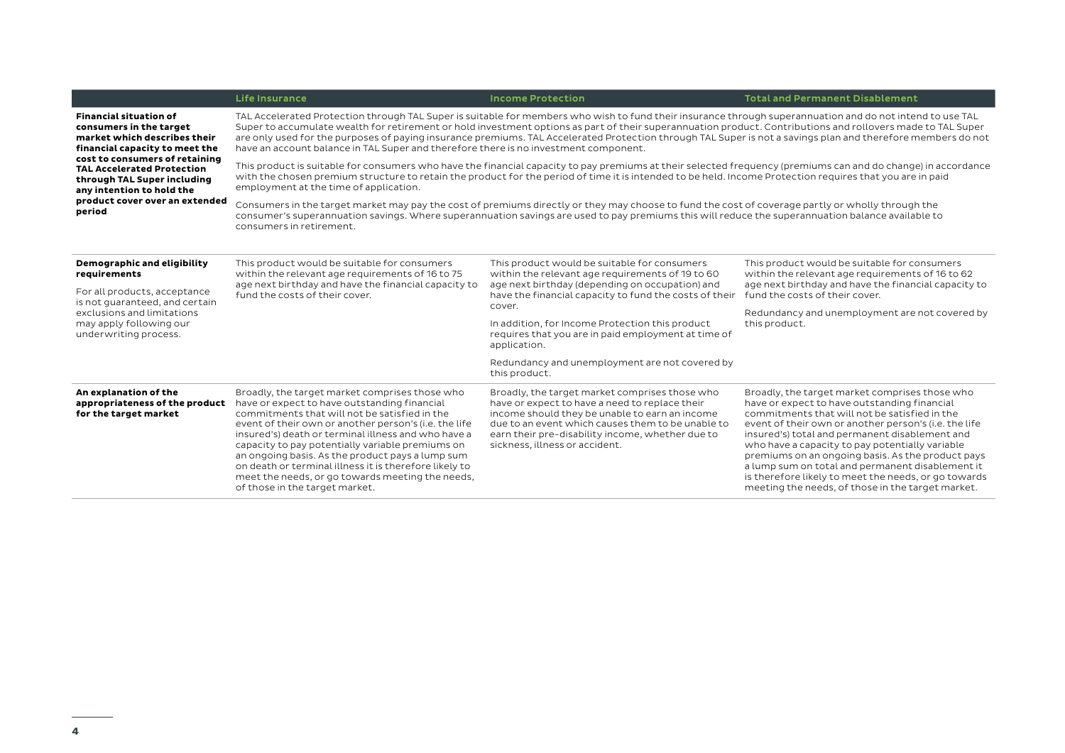| | Life Insurance | Income Protection | Total and Permanent Disablement |
|---|---|---|---|
| **Financial situation of consumers in the target market which describes their financial capacity to meet the cost to consumers of retaining TAL Accelerated Protection through TAL Super including any intention to hold the product cover over an extended period** | TAL Accelerated Protection through TAL Super is suitable for members who wish to fund their insurance through superannuation and do not intend to use TAL Super to accumulate wealth for retirement or hold investment options as part of their superannuation product. Contributions and rollovers made to TAL Super are only used for the purposes of paying insurance premiums. TAL Accelerated Protection through TAL Super is not a savings plan and therefore members do not have an account balance in TAL Super and therefore there is no investment component.<br><br>This product is suitable for consumers who have the financial capacity to pay premiums at their selected frequency (premiums can and do change) in accordance with the chosen premium structure to retain the product for the period of time it is intended to be held. Income Protection requires that you are in paid employment at the time of application.<br><br>Consumers in the target market may pay the cost of premiums directly or they may choose to fund the cost of coverage partly or wholly through the consumer's superannuation savings. Where superannuation savings are used to pay premiums this will reduce the superannuation balance available to consumers in retirement. | | |
| **Demographic and eligibility requirements**<br><br>For all products, acceptance is not guaranteed, and certain exclusions and limitations may apply following our underwriting process. | This product would be suitable for consumers within the relevant age requirements of 16 to 75 age next birthday and have the financial capacity to fund the costs of their cover. | This product would be suitable for consumers within the relevant age requirements of 19 to 60 age next birthday (depending on occupation) and have the financial capacity to fund the costs of their cover.<br><br>In addition, for Income Protection this product requires that you are in paid employment at time of application.<br><br>Redundancy and unemployment are not covered by this product. | This product would be suitable for consumers within the relevant age requirements of 16 to 62 age next birthday and have the financial capacity to fund the costs of their cover.<br><br>Redundancy and unemployment are not covered by this product. |
| **An explanation of the appropriateness of the product for the target market** | Broadly, the target market comprises those who have or expect to have outstanding financial commitments that will not be satisfied in the event of their own or another person's (i.e. the life insured's) death or terminal illness and who have a capacity to pay potentially variable premiums on an ongoing basis. As the product pays a lump sum on death or terminal illness it is therefore likely to meet the needs, or go towards meeting the needs, of those in the target market. | Broadly, the target market comprises those who have or expect to have a need to replace their income should they be unable to earn an income due to an event which causes them to be unable to earn their pre-disability income, whether due to sickness, illness or accident. | Broadly, the target market comprises those who have or expect to have outstanding financial commitments that will not be satisfied in the event of their own or another person's (i.e. the life insured's) total and permanent disablement and who have a capacity to pay potentially variable premiums on an ongoing basis. As the product pays a lump sum on total and permanent disablement it is therefore likely to meet the needs, or go towards meeting the needs, of those in the target market. |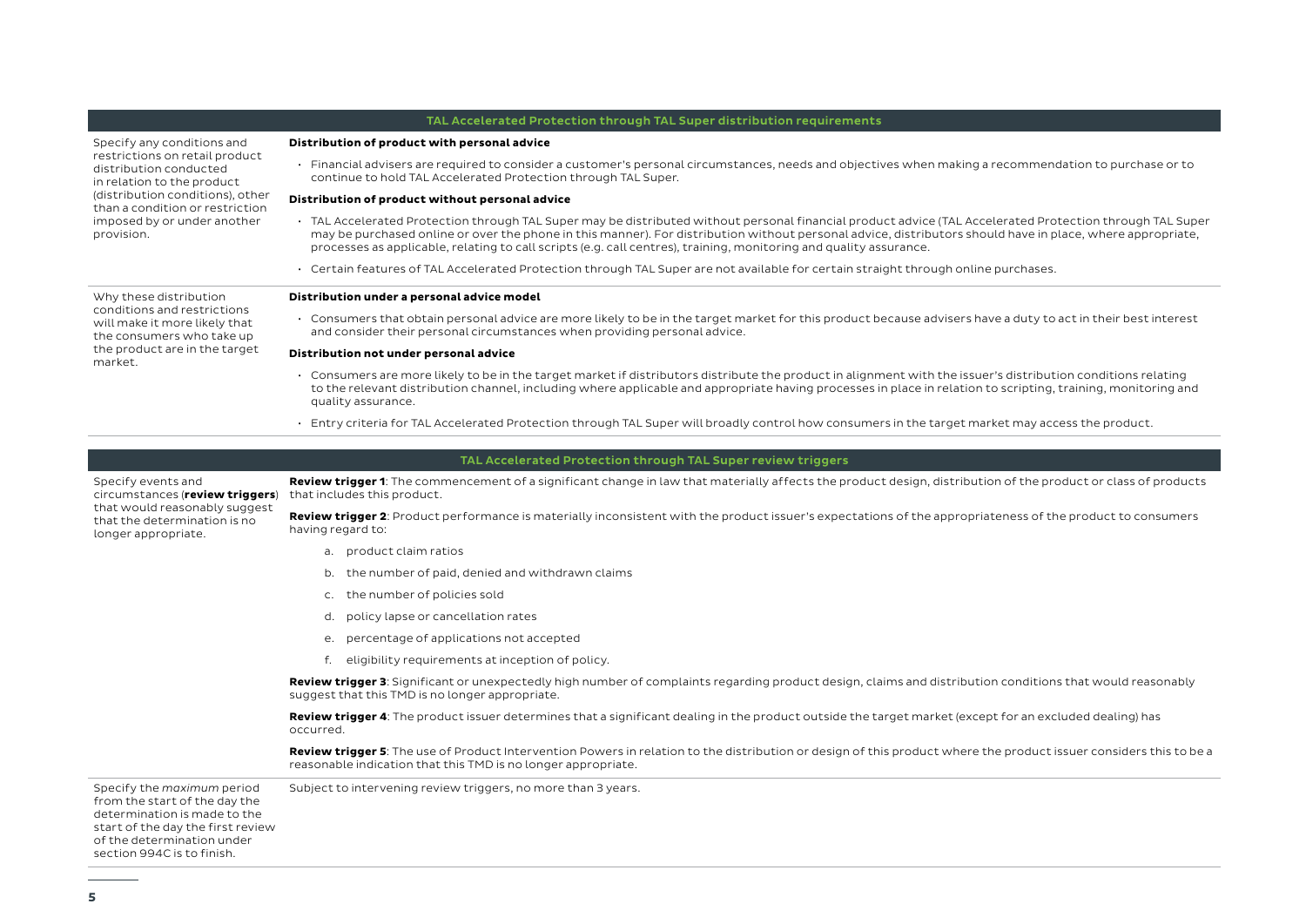## TAL Accelerated Protection through TAL Super distribution requirements

| | |
|---|---|
| Specify any conditions and restrictions on retail product distribution conducted in relation to the product (distribution conditions), other than a condition or restriction imposed by or under another provision. | **Distribution of product with personal advice**<br>• Financial advisers are required to consider a customer's personal circumstances, needs and objectives when making a recommendation to purchase or to continue to hold TAL Accelerated Protection through TAL Super.<br>**Distribution of product without personal advice**<br>• TAL Accelerated Protection through TAL Super may be distributed without personal financial product advice (TAL Accelerated Protection through TAL Super may be purchased online or over the phone in this manner). For distribution without personal advice, distributors should have in place, where appropriate, processes as applicable, relating to call scripts (e.g. call centres), training, monitoring and quality assurance.<br>• Certain features of TAL Accelerated Protection through TAL Super are not available for certain straight through online purchases. |
| Why these distribution conditions and restrictions will make it more likely that the consumers who take up the product are in the target market. | **Distribution under a personal advice model**<br>• Consumers that obtain personal advice are more likely to be in the target market for this product because advisers have a duty to act in their best interest and consider their personal circumstances when providing personal advice.<br>**Distribution not under personal advice**<br>• Consumers are more likely to be in the target market if distributors distribute the product in alignment with the issuer's distribution conditions relating to the relevant distribution channel, including where applicable and appropriate having processes in place in relation to scripting, training, monitoring and quality assurance.<br>• Entry criteria for TAL Accelerated Protection through TAL Super will broadly control how consumers in the target market may access the product. |

## TAL Accelerated Protection through TAL Super review triggers

| | |
|---|---|
| Specify events and circumstances (**review triggers**) that would reasonably suggest that the determination is no longer appropriate. | **Review trigger 1**: The commencement of a significant change in law that materially affects the product design, distribution of the product or class of products that includes this product.<br>**Review trigger 2**: Product performance is materially inconsistent with the product issuer's expectations of the appropriateness of the product to consumers having regard to:<br>a. product claim ratios<br>b. the number of paid, denied and withdrawn claims<br>c. the number of policies sold<br>d. policy lapse or cancellation rates<br>e. percentage of applications not accepted<br>f. eligibility requirements at inception of policy.<br>**Review trigger 3**: Significant or unexpectedly high number of complaints regarding product design, claims and distribution conditions that would reasonably suggest that this TMD is no longer appropriate.<br>**Review trigger 4**: The product issuer determines that a significant dealing in the product outside the target market (except for an excluded dealing) has occurred.<br>**Review trigger 5**: The use of Product Intervention Powers in relation to the distribution or design of this product where the product issuer considers this to be a reasonable indication that this TMD is no longer appropriate. |
| Specify the *maximum* period from the start of the day the determination is made to the start of the day the first review of the determination under section 994C is to finish. | Subject to intervening review triggers, no more than 3 years. |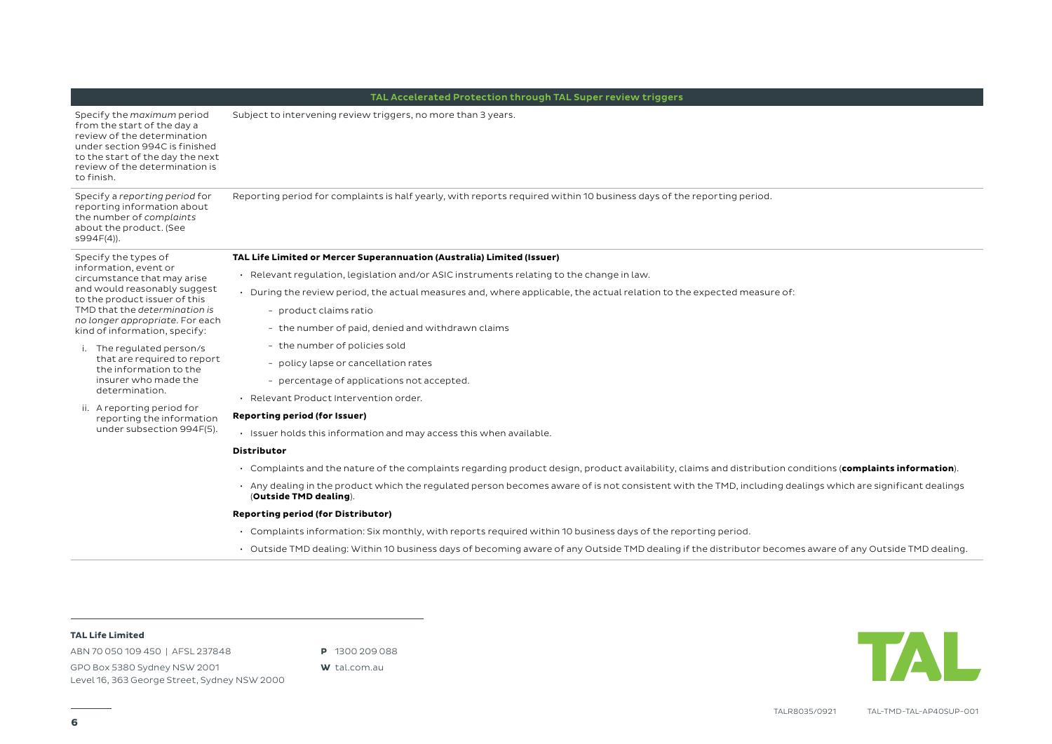| TAL Accelerated Protection through TAL Super review triggers | |
|---|---|
| Specify the *maximum* period from the start of the day a review of the determination under section 994C is finished to the start of the day the next review of the determination is to finish. | Subject to intervening review triggers, no more than 3 years. |
| Specify a *reporting period* for reporting information about the number of *complaints* about the product. (See s994F(4)). | Reporting period for complaints is half yearly, with reports required within 10 business days of the reporting period. |
| Specify the types of information, event or circumstance that may arise and would reasonably suggest to the product issuer of this TMD that the *determination is no longer appropriate*. For each kind of information, specify:<br>i. The regulated person/s that are required to report the information to the insurer who made the determination.<br>ii. A reporting period for reporting the information under subsection 994F(5). | **TAL Life Limited or Mercer Superannuation (Australia) Limited (Issuer)**<br>• Relevant regulation, legislation and/or ASIC instruments relating to the change in law.<br>• During the review period, the actual measures and, where applicable, the actual relation to the expected measure of:<br>– product claims ratio<br>– the number of paid, denied and withdrawn claims<br>– the number of policies sold<br>– policy lapse or cancellation rates<br>– percentage of applications not accepted.<br>• Relevant Product Intervention order.<br>**Reporting period (for Issuer)**<br>• Issuer holds this information and may access this when available.<br>**Distributor**<br>• Complaints and the nature of the complaints regarding product design, product availability, claims and distribution conditions (**complaints information**).<br>• Any dealing in the product which the regulated person becomes aware of is not consistent with the TMD, including dealings which are significant dealings (**Outside TMD dealing**).<br>**Reporting period (for Distributor)**<br>• Complaints information: Six monthly, with reports required within 10 business days of the reporting period.<br>• Outside TMD dealing: Within 10 business days of becoming aware of any Outside TMD dealing if the distributor becomes aware of any Outside TMD dealing. |

**TAL Life Limited**

ABN 70 050 109 450 | AFSL 237848

GPO Box 5380 Sydney NSW 2001

Level 16, 363 George Street, Sydney NSW 2000

**P** 1300 209 088

**W** tal.com.au

TALR8035/0921 TAL-TMD-TAL-AP40SUP-001